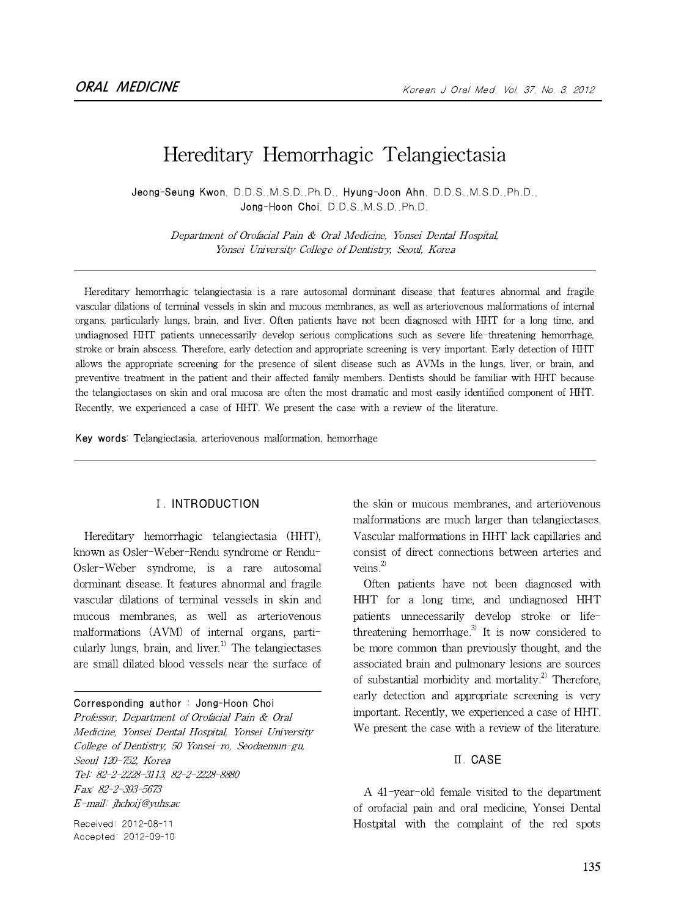ORAL MEDICINE

# Hereditary Hemorrhagic Telangiectasia

**Jeong-Seung Kwon**, D.D.S.,M.S.D.,Ph.D., **Hyung-Joon Ahn**, D.D.S.,M.S.D.,Ph.D., **Jong-Hoon Choi**, D.D.S.,M.S.D.,Ph.D.

*Department of Orofacial Pain & Oral Medicine, Yonsei Dental Hospital, Yonsei University College of Dentistry, Seoul, Korea*

---

Hereditary hemorrhagic telangiectasia is a rare autosomal dorminant disease that features abnormal and fragile vascular dilations of terminal vessels in skin and mucous membranes, as well as arteriovenous malformations of internal organs, particularly lungs, brain, and liver. Often patients have not been diagnosed with HHT for a long time, and undiagnosed HHT patients unnecessarily develop serious complications such as severe life-threatening hemorrhage, stroke or brain abscess. Therefore, early detection and appropriate screening is very important. Early detection of HHT allows the appropriate screening for the presence of silent disease such as AVMs in the lungs, liver, or brain, and preventive treatment in the patient and their affected family members. Dentists should be familiar with HHT because the telangiectases on skin and oral mucosa are often the most dramatic and most easily identified component of HHT. Recently, we experienced a case of HHT. We present the case with a review of the literature.

**Key words**: Telangiectasia, arteriovenous malformation, hemorrhage

---

## Ⅰ. INTRODUCTION

Hereditary hemorrhagic telangiectasia (HHT), known as Osler-Weber-Rendu syndrome or Rendu-Osler-Weber syndrome, is a rare autosomal dorminant disease. It features abnormal and fragile vascular dilations of terminal vessels in skin and mucous membranes, as well as arteriovenous malformations (AVM) of internal organs, particularly lungs, brain, and liver.[1] The telangiectases are small dilated blood vessels near the surface of the skin or mucous membranes, and arteriovenous malformations are much larger than telangiectases. Vascular malformations in HHT lack capillaries and consist of direct connections between arteries and veins.[2]

Often patients have not been diagnosed with HHT for a long time, and undiagnosed HHT patients unnecessarily develop stroke or life-threatening hemorrhage.[3] It is now considered to be more common than previously thought, and the associated brain and pulmonary lesions are sources of substantial morbidity and mortality.[2] Therefore, early detection and appropriate screening is very important. Recently, we experienced a case of HHT. We present the case with a review of the literature.

## Ⅱ. CASE

A 41-year-old female visited to the department of orofacial pain and oral medicine, Yonsei Dental Hostpital with the complaint of the red spots

---

Corresponding author : Jong-Hoon Choi
*Professor, Department of Orofacial Pain & Oral Medicine, Yonsei Dental Hospital, Yonsei University College of Dentistry, 50 Yonsei-ro, Seodaemun-gu, Seoul 120-752, Korea*
*Tel: 82-2-2228-3113, 82-2-2228-8880*
*Fax: 82-2-393-5673*
*E-mail: jhchoij@yuhs.ac*

Received: 2012-08-11
Accepted: 2012-09-10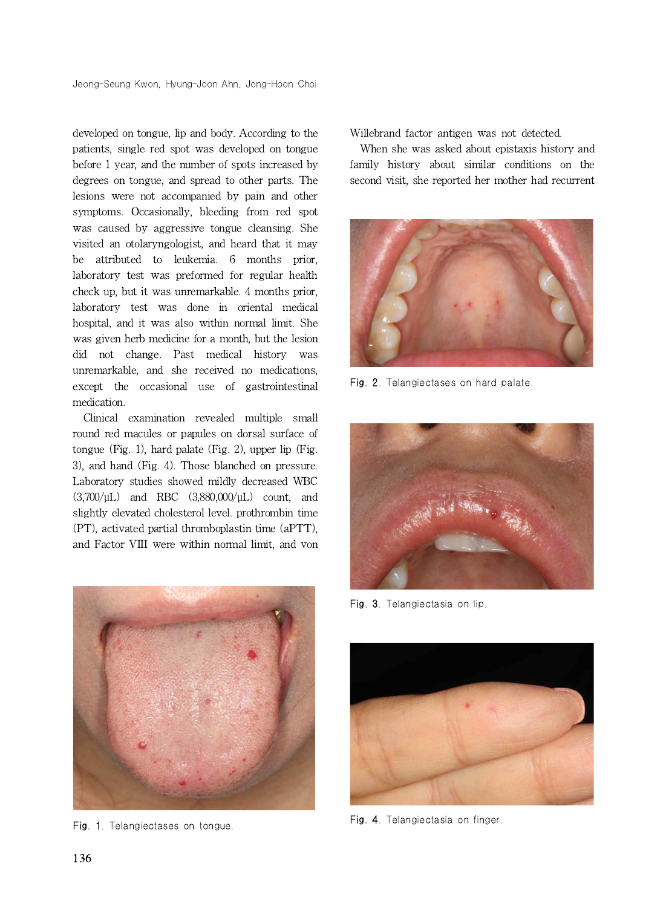developed on tongue, lip and body. According to the patients, single red spot was developed on tongue before 1 year, and the number of spots increased by degrees on tongue, and spread to other parts. The lesions were not accompanied by pain and other symptoms. Occasionally, bleeding from red spot was caused by aggressive tongue cleansing. She visited an otolaryngologist, and heard that it may be attributed to leukemia. 6 months prior, laboratory test was preformed for regular health check up, but it was unremarkable. 4 months prior, laboratory test was done in oriental medical hospital, and it was also within normal limit. She was given herb medicine for a month, but the lesion did not change. Past medical history was unremarkable, and she received no medications, except the occasional use of gastrointestinal medication.

Clinical examination revealed multiple small round red macules or papules on dorsal surface of tongue (Fig. 1), hard palate (Fig. 2), upper lip (Fig. 3), and hand (Fig. 4). Those blanched on pressure. Laboratory studies showed mildly decreased WBC (3,700/μL) and RBC (3,880,000/μL) count, and slightly elevated cholesterol level. prothrombin time (PT), activated partial thromboplastin time (aPTT), and Factor VIII were within normal limit, and von Willebrand factor antigen was not detected.

When she was asked about epistaxis history and family history about similar conditions on the second visit, she reported her mother had recurrent

Fig. 1. Telangiectases on tongue.

Fig. 2. Telangiectases on hard palate.

Fig. 3. Telangiectasia on lip.

Fig. 4. Telangiectasia on finger.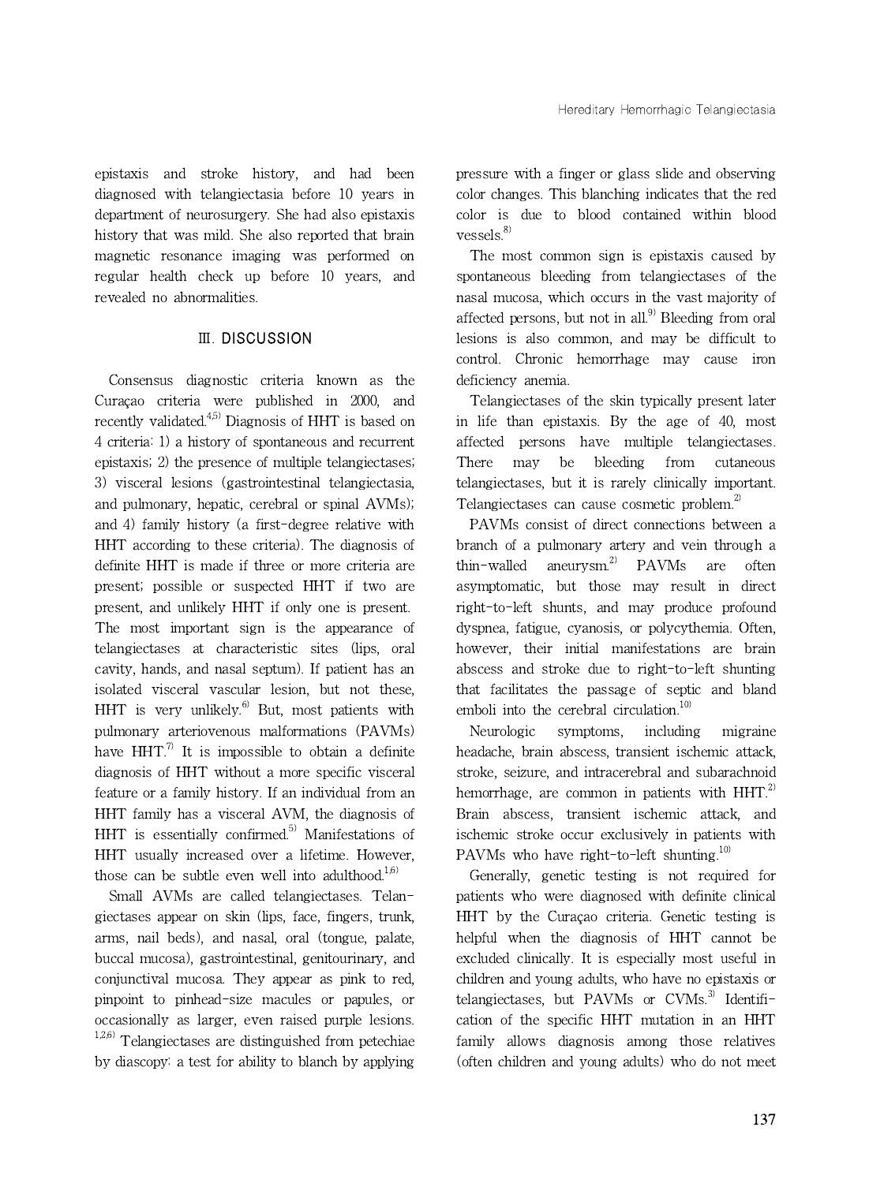epistaxis and stroke history, and had been diagnosed with telangiectasia before 10 years in department of neurosurgery. She had also epistaxis history that was mild. She also reported that brain magnetic resonance imaging was performed on regular health check up before 10 years, and revealed no abnormalities.

## Ⅲ. DISCUSSION

Consensus diagnostic criteria known as the Curaçao criteria were published in 2000, and recently validated.[4,5] Diagnosis of HHT is based on 4 criteria: 1) a history of spontaneous and recurrent epistaxis; 2) the presence of multiple telangiectases; 3) visceral lesions (gastrointestinal telangiectasia, and pulmonary, hepatic, cerebral or spinal AVMs); and 4) family history (a first-degree relative with HHT according to these criteria). The diagnosis of definite HHT is made if three or more criteria are present; possible or suspected HHT if two are present, and unlikely HHT if only one is present. The most important sign is the appearance of telangiectases at characteristic sites (lips, oral cavity, hands, and nasal septum). If patient has an isolated visceral vascular lesion, but not these, HHT is very unlikely.[6] But, most patients with pulmonary arteriovenous malformations (PAVMs) have HHT.[7] It is impossible to obtain a definite diagnosis of HHT without a more specific visceral feature or a family history. If an individual from an HHT family has a visceral AVM, the diagnosis of HHT is essentially confirmed.[5] Manifestations of HHT usually increased over a lifetime. However, those can be subtle even well into adulthood.[1,6]

Small AVMs are called telangiectases. Telangiectases appear on skin (lips, face, fingers, trunk, arms, nail beds), and nasal, oral (tongue, palate, buccal mucosa), gastrointestinal, genitourinary, and conjunctival mucosa. They appear as pink to red, pinpoint to pinhead-size macules or papules, or occasionally as larger, even raised purple lesions.[1,2,6] Telangiectases are distinguished from petechiae by diascopy: a test for ability to blanch by applying pressure with a finger or glass slide and observing color changes. This blanching indicates that the red color is due to blood contained within blood vessels.[8]

The most common sign is epistaxis caused by spontaneous bleeding from telangiectases of the nasal mucosa, which occurs in the vast majority of affected persons, but not in all.[9] Bleeding from oral lesions is also common, and may be difficult to control. Chronic hemorrhage may cause iron deficiency anemia.

Telangiectases of the skin typically present later in life than epistaxis. By the age of 40, most affected persons have multiple telangiectases. There may be bleeding from cutaneous telangiectases, but it is rarely clinically important. Telangiectases can cause cosmetic problem.[2]

PAVMs consist of direct connections between a branch of a pulmonary artery and vein through a thin-walled aneurysm.[2] PAVMs are often asymptomatic, but those may result in direct right-to-left shunts, and may produce profound dyspnea, fatigue, cyanosis, or polycythemia. Often, however, their initial manifestations are brain abscess and stroke due to right-to-left shunting that facilitates the passage of septic and bland emboli into the cerebral circulation.[10]

Neurologic symptoms, including migraine headache, brain abscess, transient ischemic attack, stroke, seizure, and intracerebral and subarachnoid hemorrhage, are common in patients with HHT.[2] Brain abscess, transient ischemic attack, and ischemic stroke occur exclusively in patients with PAVMs who have right-to-left shunting.[10]

Generally, genetic testing is not required for patients who were diagnosed with definite clinical HHT by the Curaçao criteria. Genetic testing is helpful when the diagnosis of HHT cannot be excluded clinically. It is especially most useful in children and young adults, who have no epistaxis or telangiectases, but PAVMs or CVMs.[3] Identification of the specific HHT mutation in an HHT family allows diagnosis among those relatives (often children and young adults) who do not meet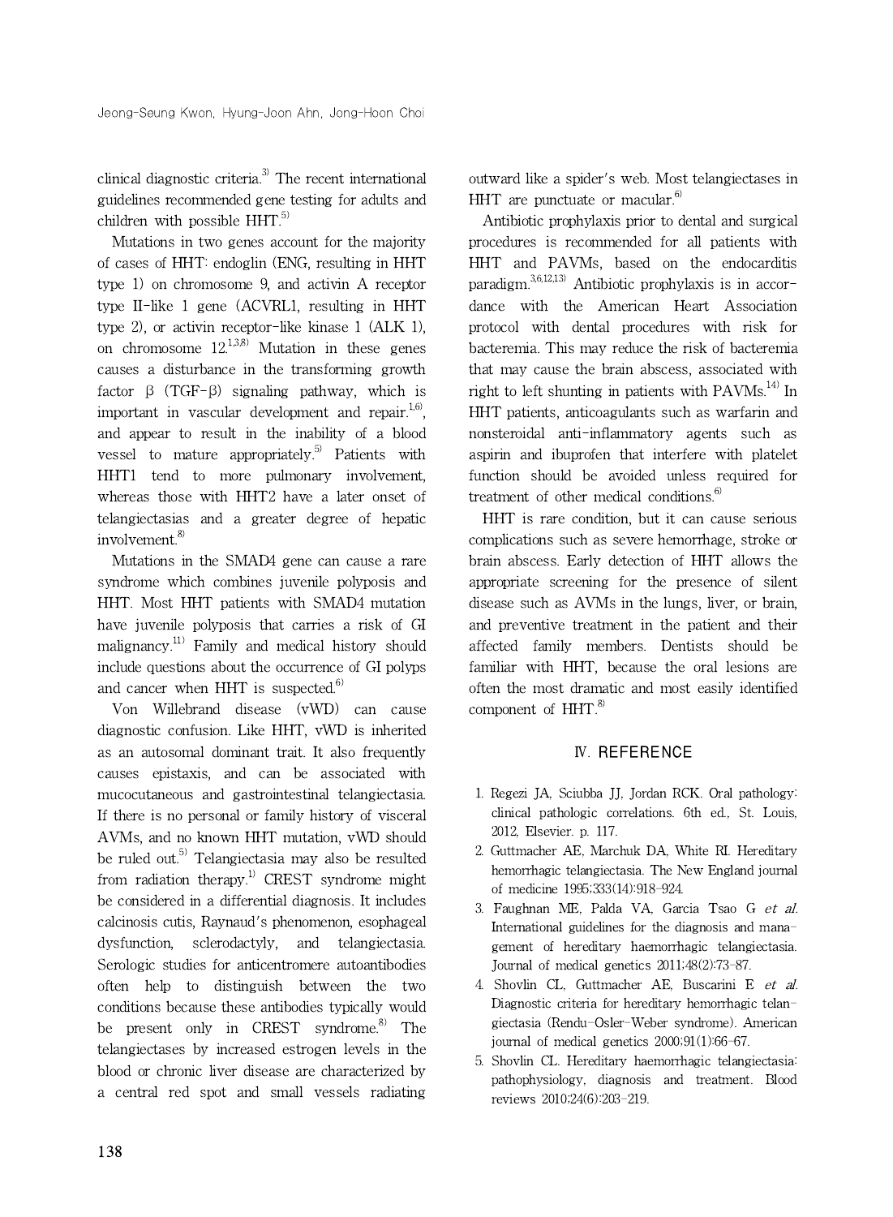clinical diagnostic criteria.[3] The recent international guidelines recommended gene testing for adults and children with possible HHT.[5]

Mutations in two genes account for the majority of cases of HHT: endoglin (ENG, resulting in HHT type 1) on chromosome 9, and activin A receptor type II-like 1 gene (ACVRL1, resulting in HHT type 2), or activin receptor-like kinase 1 (ALK 1), on chromosome 12.[1,3,8] Mutation in these genes causes a disturbance in the transforming growth factor β (TGF-β) signaling pathway, which is important in vascular development and repair.[1,6], and appear to result in the inability of a blood vessel to mature appropriately.[5] Patients with HHT1 tend to more pulmonary involvement, whereas those with HHT2 have a later onset of telangiectasias and a greater degree of hepatic involvement.[8]

Mutations in the SMAD4 gene can cause a rare syndrome which combines juvenile polyposis and HHT. Most HHT patients with SMAD4 mutation have juvenile polyposis that carries a risk of GI malignancy.[11] Family and medical history should include questions about the occurrence of GI polyps and cancer when HHT is suspected.[6]

Von Willebrand disease (vWD) can cause diagnostic confusion. Like HHT, vWD is inherited as an autosomal dominant trait. It also frequently causes epistaxis, and can be associated with mucocutaneous and gastrointestinal telangiectasia. If there is no personal or family history of visceral AVMs, and no known HHT mutation, vWD should be ruled out.[5] Telangiectasia may also be resulted from radiation therapy.[1] CREST syndrome might be considered in a differential diagnosis. It includes calcinosis cutis, Raynaud's phenomenon, esophageal dysfunction, sclerodactyly, and telangiectasia. Serologic studies for anticentromere autoantibodies often help to distinguish between the two conditions because these antibodies typically would be present only in CREST syndrome.[8] The telangiectases by increased estrogen levels in the blood or chronic liver disease are characterized by a central red spot and small vessels radiating outward like a spider's web. Most telangiectases in HHT are punctuate or macular.[6]

Antibiotic prophylaxis prior to dental and surgical procedures is recommended for all patients with HHT and PAVMs, based on the endocarditis paradigm.[3,6,12,13] Antibiotic prophylaxis is in accordance with the American Heart Association protocol with dental procedures with risk for bacteremia. This may reduce the risk of bacteremia that may cause the brain abscess, associated with right to left shunting in patients with PAVMs.[14] In HHT patients, anticoagulants such as warfarin and nonsteroidal anti-inflammatory agents such as aspirin and ibuprofen that interfere with platelet function should be avoided unless required for treatment of other medical conditions.[6]

HHT is rare condition, but it can cause serious complications such as severe hemorrhage, stroke or brain abscess. Early detection of HHT allows the appropriate screening for the presence of silent disease such as AVMs in the lungs, liver, or brain, and preventive treatment in the patient and their affected family members. Dentists should be familiar with HHT, because the oral lesions are often the most dramatic and most easily identified component of HHT.[8]

## Ⅳ. REFERENCE

1. Regezi JA, Sciubba JJ, Jordan RCK. Oral pathology: clinical pathologic correlations. 6th ed., St. Louis, 2012, Elsevier. p. 117.
2. Guttmacher AE, Marchuk DA, White RI. Hereditary hemorrhagic telangiectasia. The New England journal of medicine 1995;333(14):918-924.
3. Faughnan ME, Palda VA, Garcia Tsao G *et al.* International guidelines for the diagnosis and management of hereditary haemorrhagic telangiectasia. Journal of medical genetics 2011;48(2):73-87.
4. Shovlin CL, Guttmacher AE, Buscarini E *et al.* Diagnostic criteria for hereditary hemorrhagic telangiectasia (Rendu-Osler-Weber syndrome). American journal of medical genetics 2000;91(1):66-67.
5. Shovlin CL. Hereditary haemorrhagic telangiectasia: pathophysiology, diagnosis and treatment. Blood reviews 2010;24(6):203-219.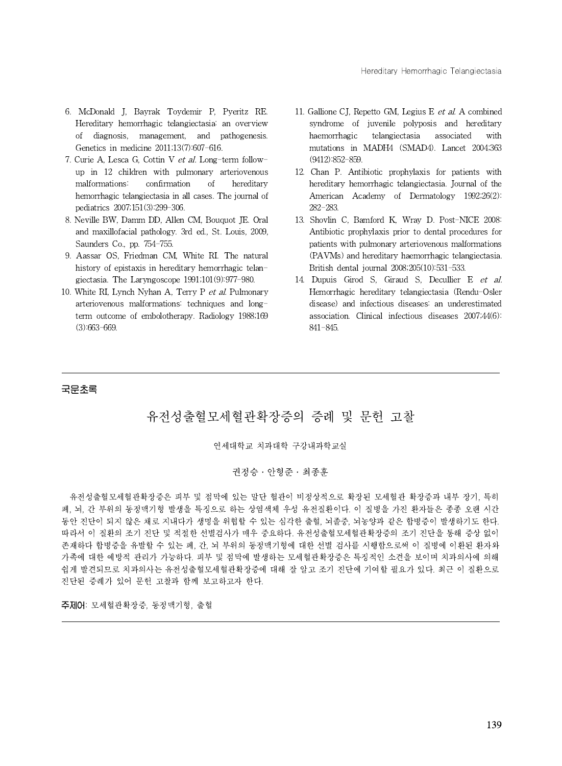6. McDonald J, Bayrak Toydemir P, Pyeritz RE. Hereditary hemorrhagic telangiectasia: an overview of diagnosis, management, and pathogenesis. Genetics in medicine 2011;13(7):607-616.
7. Curie A, Lesca G, Cottin V *et al.* Long-term follow-up in 12 children with pulmonary arteriovenous malformations: confirmation of hereditary hemorrhagic telangiectasia in all cases. The journal of pediatrics 2007;151(3):299-306.
8. Neville BW, Damm DD, Allen CM, Bouquot JE. Oral and maxillofacial pathology. 3rd ed., St. Louis, 2009, Saunders Co., pp. 754-755.
9. Aassar OS, Friedman CM, White RI. The natural history of epistaxis in hereditary hemorrhagic telangiectasia. The Laryngoscope 1991;101(9):977-980.
10. White RI, Lynch Nyhan A, Terry P *et al.* Pulmonary arteriovenous malformations: techniques and long-term outcome of embolotherapy. Radiology 1988;169(3):663-669.
11. Gallione CJ, Repetto GM, Legius E *et al.* A combined syndrome of juvenile polyposis and hereditary haemorrhagic telangiectasia associated with mutations in MADH4 (SMAD4). Lancet 2004;363(9412):852-859.
12. Chan P. Antibiotic prophylaxis for patients with hereditary hemorrhagic telangiectasia. Journal of the American Academy of Dermatology 1992;26(2):282-283.
13. Shovlin C, Bamford K, Wray D. Post-NICE 2008: Antibiotic prophylaxis prior to dental procedures for patients with pulmonary arteriovenous malformations (PAVMs) and hereditary haemorrhagic telangiectasia. British dental journal 2008;205(10):531-533.
14. Dupuis Girod S, Giraud S, Decullier E *et al.* Hemorrhagic hereditary telangiectasia (Rendu-Osler disease) and infectious diseases: an underestimated association. Clinical infectious diseases 2007;44(6):841-845.

---

**국문초록**

# 유전성출혈모세혈관확장증의 증례 및 문헌 고찰

연세대학교 치과대학 구강내과학교실

권정승 · 안형준 · 최종훈

유전성출혈모세혈관확장증은 피부 및 점막에 있는 말단 혈관이 비정상적으로 확장된 모세혈관 확장증과 내부 장기, 특히 폐, 뇌, 간 부위의 동정맥기형 발생을 특징으로 하는 상염색체 우성 유전질환이다. 이 질병을 가진 환자들은 종종 오랜 시간 동안 진단이 되지 않은 채로 지내다가 생명을 위협할 수 있는 심각한 출혈, 뇌졸중, 뇌농양과 같은 합병증이 발생하기도 한다. 따라서 이 질환의 조기 진단 및 적절한 선별검사가 매우 중요하다. 유전성출혈모세혈관확장증의 조기 진단을 통해 증상 없이 존재하다 합병증을 유발할 수 있는 폐, 간, 뇌 부위의 동정맥기형에 대한 선별 검사를 시행함으로써 이 질병에 이환된 환자와 가족에 대한 예방적 관리가 가능하다. 피부 및 점막에 발생하는 모세혈관확장증은 특징적인 소견을 보이며 치과의사에 의해 쉽게 발견되므로 치과의사는 유전성출혈모세혈관확장증에 대해 잘 알고 조기 진단에 기여할 필요가 있다. 최근 이 질환으로 진단된 증례가 있어 문헌 고찰과 함께 보고하고자 한다.

**주제어**: 모세혈관확장증, 동정맥기형, 출혈